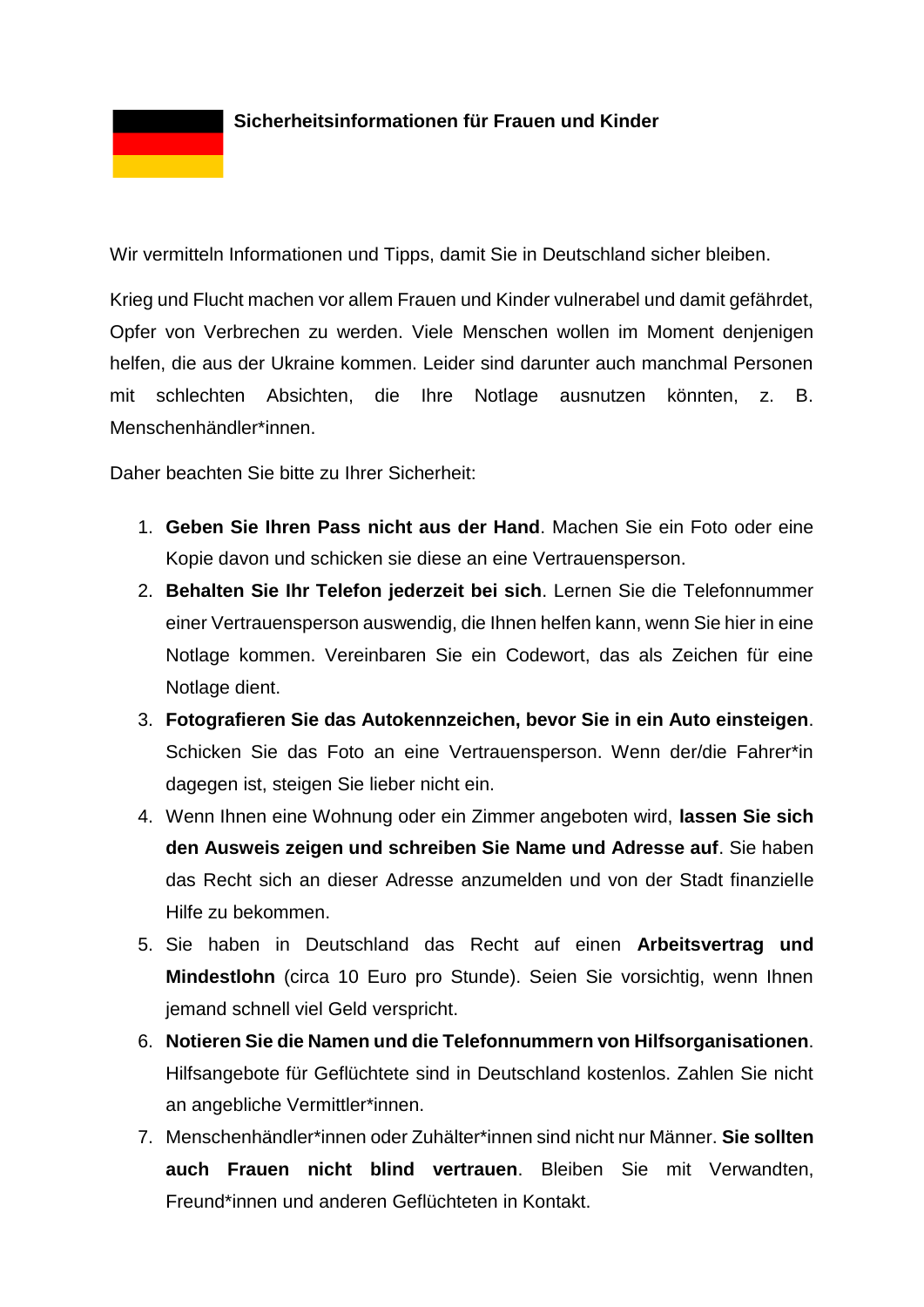# Sicherheitsinformationen für Frauen und Kinder

Wir vermitteln Informationen und Tipps, damit Sie in Deutschland sicher bleiben.

Krieg und Flucht machen vor allem Frauen und Kinder vulnerabel und damit gefährdet, Opfer von Verbrechen zu werden. Viele Menschen wollen im Moment denjenigen helfen, die aus der Ukraine kommen. Leider sind darunter auch manchmal Personen mit schlechten Absichten, die Ihre Notlage ausnutzen könnten, z. B. Menschenhändler*innen.

Daher beachten Sie bitte zu Ihrer Sicherheit:

1. **Geben Sie Ihren Pass nicht aus der Hand**. Machen Sie ein Foto oder eine Kopie davon und schicken sie diese an eine Vertrauensperson.
2. **Behalten Sie Ihr Telefon jederzeit bei sich**. Lernen Sie die Telefonnummer einer Vertrauensperson auswendig, die Ihnen helfen kann, wenn Sie hier in eine Notlage kommen. Vereinbaren Sie ein Codewort, das als Zeichen für eine Notlage dient.
3. **Fotografieren Sie das Autokennzeichen, bevor Sie in ein Auto einsteigen**. Schicken Sie das Foto an eine Vertrauensperson. Wenn der/die Fahrer*in dagegen ist, steigen Sie lieber nicht ein.
4. Wenn Ihnen eine Wohnung oder ein Zimmer angeboten wird, **lassen Sie sich den Ausweis zeigen und schreiben Sie Name und Adresse auf**. Sie haben das Recht sich an dieser Adresse anzumelden und von der Stadt finanzielle Hilfe zu bekommen.
5. Sie haben in Deutschland das Recht auf einen **Arbeitsvertrag und Mindestlohn** (circa 10 Euro pro Stunde). Seien Sie vorsichtig, wenn Ihnen jemand schnell viel Geld verspricht.
6. **Notieren Sie die Namen und die Telefonnummern von Hilfsorganisationen**. Hilfsangebote für Geflüchtete sind in Deutschland kostenlos. Zahlen Sie nicht an angebliche Vermittler*innen.
7. Menschenhändler*innen oder Zuhälter*innen sind nicht nur Männer. **Sie sollten auch Frauen nicht blind vertrauen**. Bleiben Sie mit Verwandten, Freund*innen und anderen Geflüchteten in Kontakt.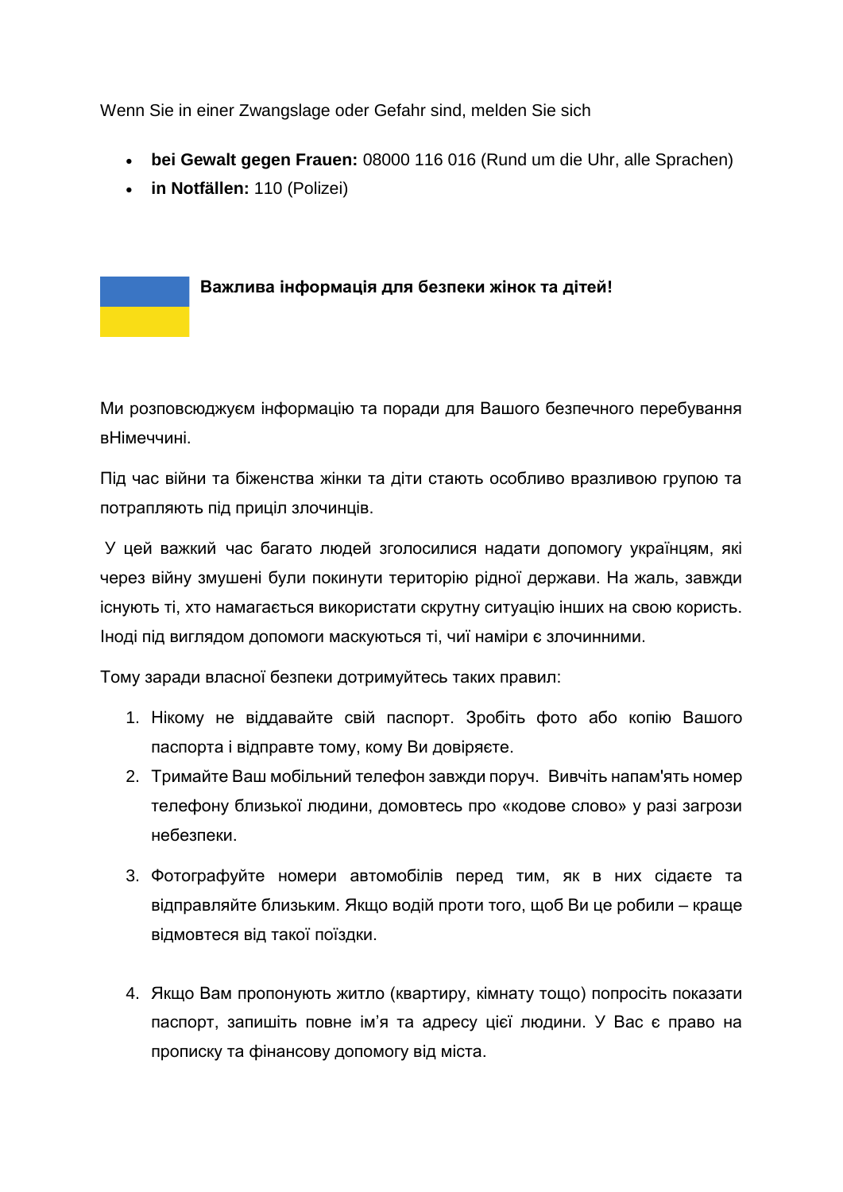Wenn Sie in einer Zwangslage oder Gefahr sind, melden Sie sich

- **bei Gewalt gegen Frauen:** 08000 116 016 (Rund um die Uhr, alle Sprachen)
- **in Notfällen:** 110 (Polizei)

**Важлива інформація для безпеки жінок та дітей!**

Ми розповсюджуєм інформацію та поради для Вашого безпечного перебування вНімеччині.

Під час війни та біженства жінки та діти стають особливо вразливою групою та потрапляють під приціл злочинців.

У цей важкий час багато людей зголосилися надати допомогу українцям, які через війну змушені були покинути територію рідної держави. На жаль, завжди існують ті, хто намагається використати скрутну ситуацію інших на свою користь. Іноді під виглядом допомоги маскуються ті, чиї наміри є злочинними.

Тому заради власної безпеки дотримуйтесь таких правил:

1. Нікому не віддавайте свій паспорт. Зробіть фото або копію Вашого паспорта і відправте тому, кому Ви довіряєте.
2. Тримайте Ваш мобільний телефон завжди поруч. Вивчіть напам'ять номер телефону близької людини, домовтесь про «кодове слово» у разі загрози небезпеки.
3. Фотографуйте номери автомобілів перед тим, як в них сідаєте та відправляйте близьким. Якщо водій проти того, щоб Ви це робили – краще відмовтеся від такої поїздки.
4. Якщо Вам пропонують житло (квартиру, кімнату тощо) попросіть показати паспорт, запишіть повне імʼя та адресу цієї людини. У Вас є право на прописку та фінансову допомогу від міста.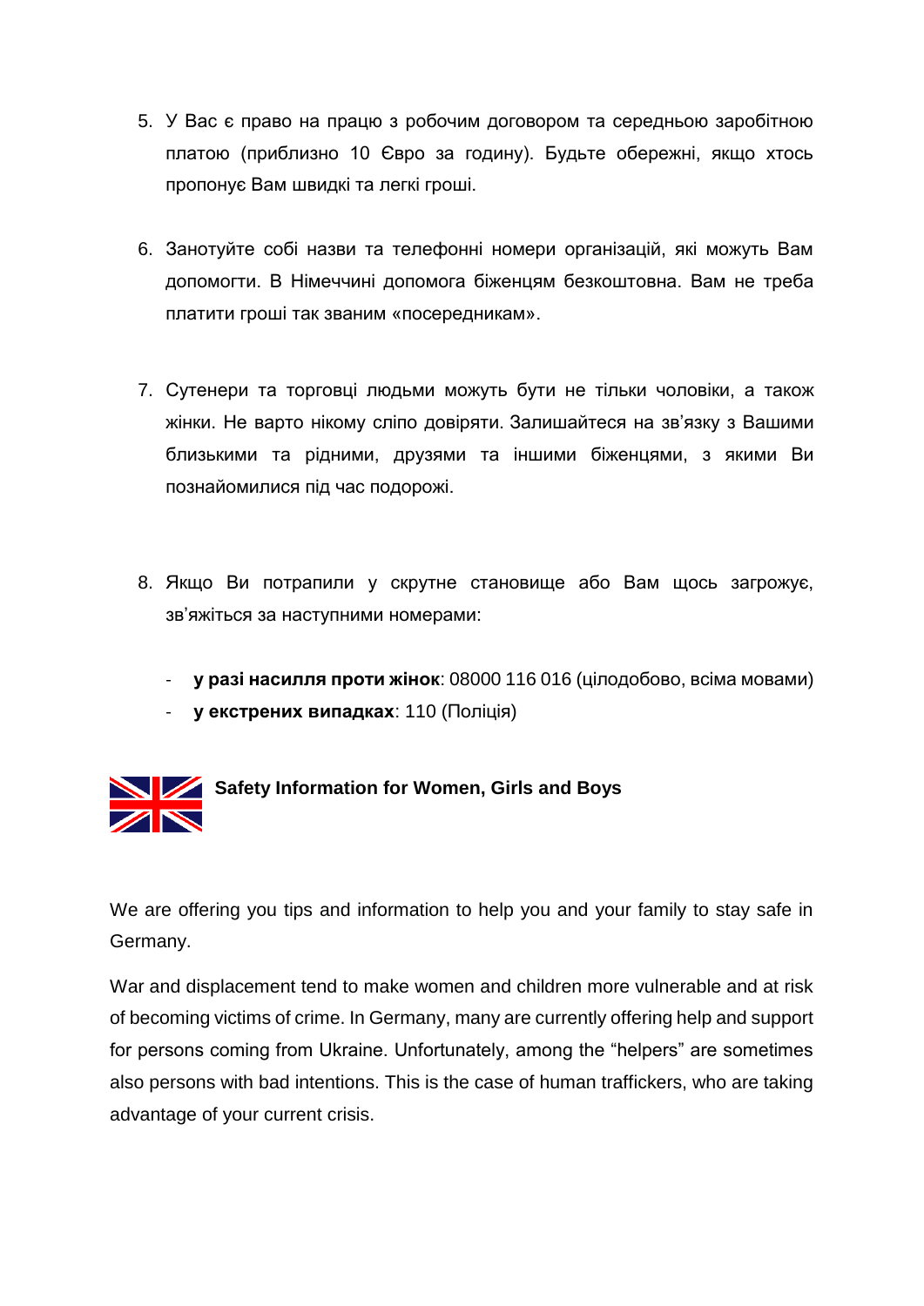5. У Вас є право на працю з робочим договором та середньою заробітною платою (приблизно 10 Євро за годину). Будьте обережні, якщо хтось пропонує Вам швидкі та легкі гроші.

6. Занотуйте собі назви та телефонні номери організацій, які можуть Вам допомогти. В Німеччині допомога біженцям безкоштовна. Вам не треба платити гроші так званим «посередникам».

7. Сутенери та торговці людьми можуть бути не тільки чоловіки, а також жінки. Не варто нікому сліпо довіряти. Залишайтеся на зв'язку з Вашими близькими та рідними, друзями та іншими біженцями, з якими Ви познайомилися під час подорожі.

8. Якщо Ви потрапили у скрутне становище або Вам щось загрожує, зв'яжіться за наступними номерами:

   - **у разі насилля проти жінок**: 08000 116 016 (цілодобово, всіма мовами)
   - **у екстрених випадках**: 110 (Поліція)

## Safety Information for Women, Girls and Boys

We are offering you tips and information to help you and your family to stay safe in Germany.

War and displacement tend to make women and children more vulnerable and at risk of becoming victims of crime. In Germany, many are currently offering help and support for persons coming from Ukraine. Unfortunately, among the "helpers" are sometimes also persons with bad intentions. This is the case of human traffickers, who are taking advantage of your current crisis.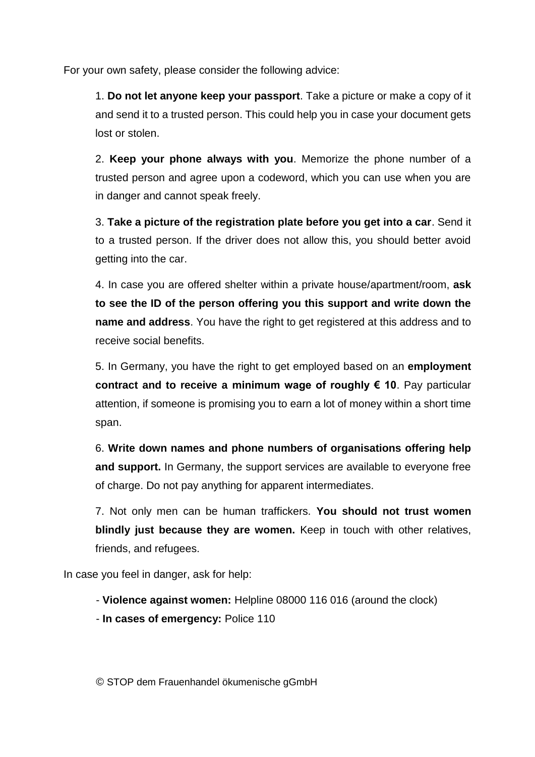For your own safety, please consider the following advice:

1. **Do not let anyone keep your passport**. Take a picture or make a copy of it and send it to a trusted person. This could help you in case your document gets lost or stolen.

2. **Keep your phone always with you**. Memorize the phone number of a trusted person and agree upon a codeword, which you can use when you are in danger and cannot speak freely.

3. **Take a picture of the registration plate before you get into a car**. Send it to a trusted person. If the driver does not allow this, you should better avoid getting into the car.

4. In case you are offered shelter within a private house/apartment/room, **ask to see the ID of the person offering you this support and write down the name and address**. You have the right to get registered at this address and to receive social benefits.

5. In Germany, you have the right to get employed based on an **employment contract and to receive a minimum wage of roughly € 10**. Pay particular attention, if someone is promising you to earn a lot of money within a short time span.

6. **Write down names and phone numbers of organisations offering help and support.** In Germany, the support services are available to everyone free of charge. Do not pay anything for apparent intermediates.

7. Not only men can be human traffickers. **You should not trust women blindly just because they are women.** Keep in touch with other relatives, friends, and refugees.

In case you feel in danger, ask for help:

- **Violence against women:** Helpline 08000 116 016 (around the clock)
- **In cases of emergency:** Police 110

© STOP dem Frauenhandel ökumenische gGmbH